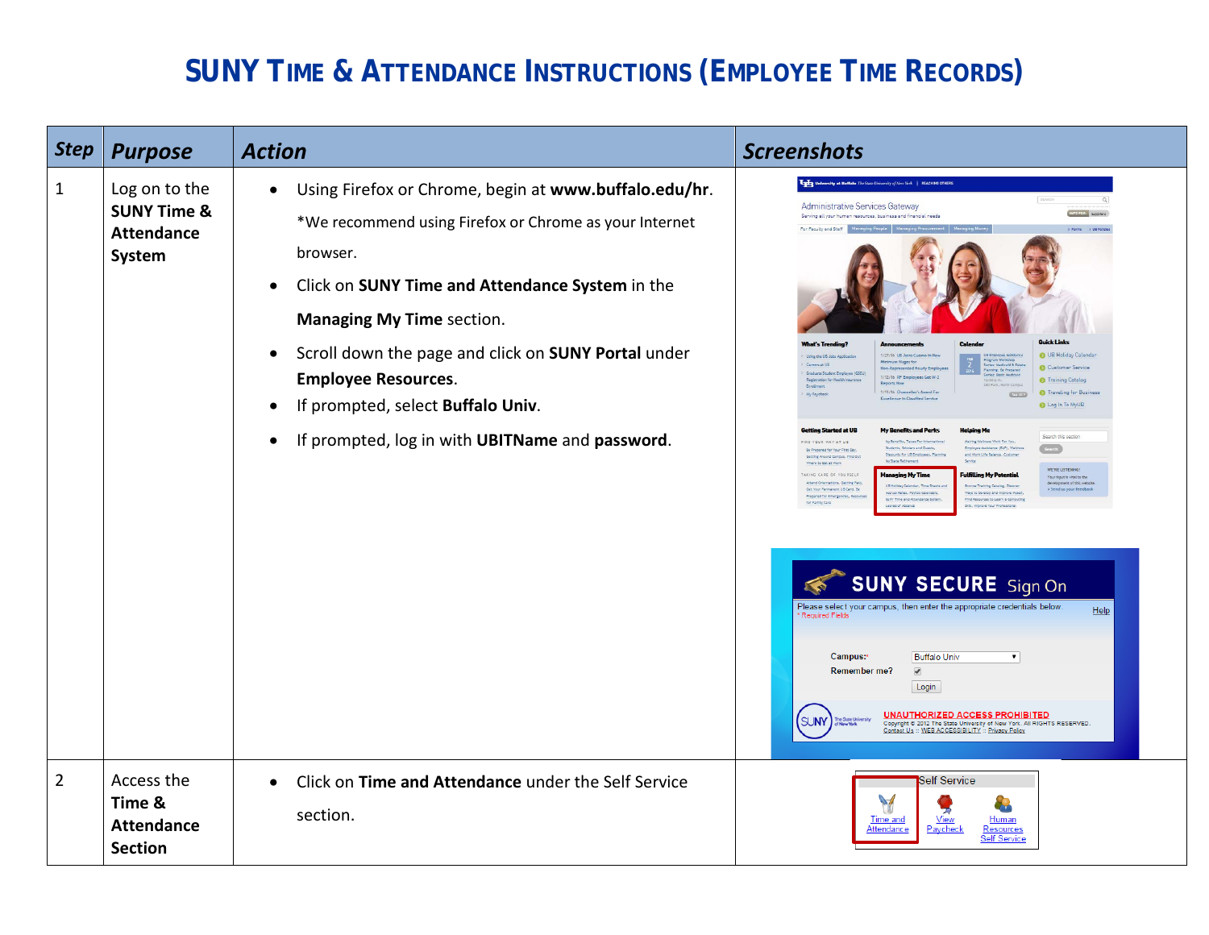# SUNY Time & Attendance Instructions (Employee Time Records)

| Step | Purpose | Action | Screenshots |
|---|---|---|---|
| 1 | Log on to the **SUNY Time & Attendance System** | • Using Firefox or Chrome, begin at **www.buffalo.edu/hr**. *We recommend using Firefox or Chrome as your Internet browser.<br>• Click on **SUNY Time and Attendance System** in the **Managing My Time** section.<br>• Scroll down the page and click on **SUNY Portal** under **Employee Resources**.<br>• If prompted, select **Buffalo Univ**.<br>• If prompted, log in with **UBITName** and **password**. | |
| 2 | Access the **Time & Attendance Section** | • Click on **Time and Attendance** under the Self Service section. | |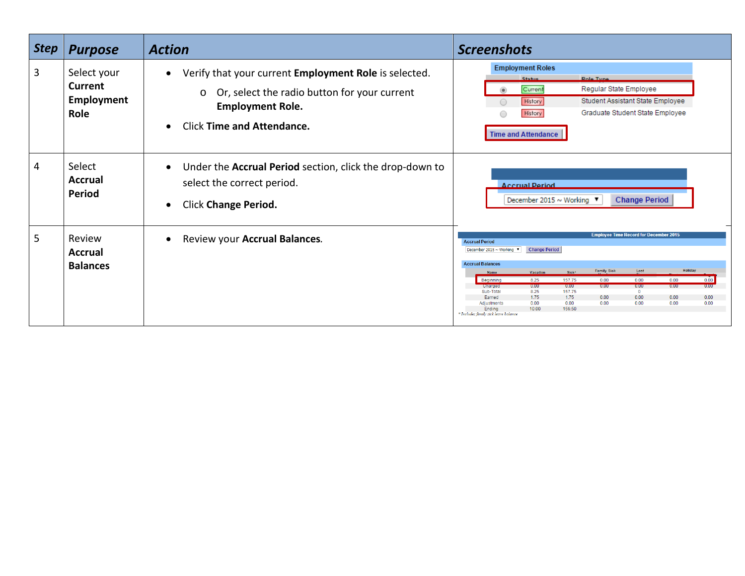| Step | Purpose | Action | Screenshots |
|---|---|---|---|
| 3 | Select your **Current Employment Role** | • Verify that your current **Employment Role** is selected.<br>  o Or, select the radio button for your current **Employment Role.**<br>• Click **Time and Attendance.** | |
| 4 | Select **Accrual Period** | • Under the **Accrual Period** section, click the drop-down to select the correct period.<br>• Click **Change Period.** | |
| 5 | Review **Accrual Balances** | • Review your **Accrual Balances**. | |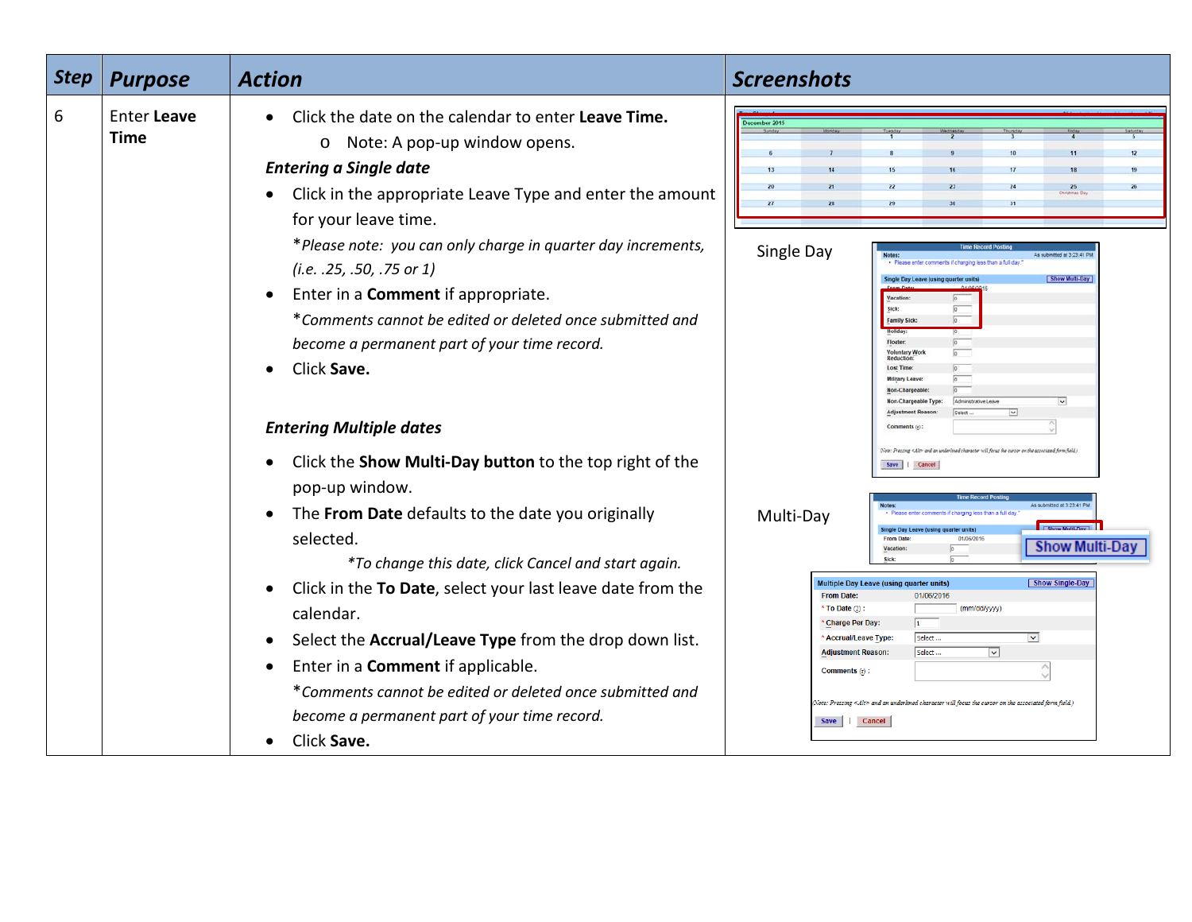| Step | Purpose | Action | Screenshots |
|---|---|---|---|
| 6 | Enter **Leave Time** | • Click the date on the calendar to enter **Leave Time.**<br>  o Note: A pop-up window opens.<br>***Entering a Single date***<br>• Click in the appropriate Leave Type and enter the amount for your leave time.<br>  **Please note: you can only charge in quarter day increments, (i.e. .25, .50, .75 or 1)*<br>• Enter in a **Comment** if appropriate.<br>  **Comments cannot be edited or deleted once submitted and become a permanent part of your time record.*<br>• Click **Save.**<br><br>***Entering Multiple dates***<br>• Click the **Show Multi-Day button** to the top right of the pop-up window.<br>• The **From Date** defaults to the date you originally selected.<br>  **To change this date, click Cancel and start again.*<br>• Click in the **To Date**, select your last leave date from the calendar.<br>• Select the **Accrual/Leave Type** from the drop down list.<br>• Enter in a **Comment** if applicable.<br>  **Comments cannot be edited or deleted once submitted and become a permanent part of your time record.*<br>• Click **Save.** | Single Day<br><br>Multi-Day |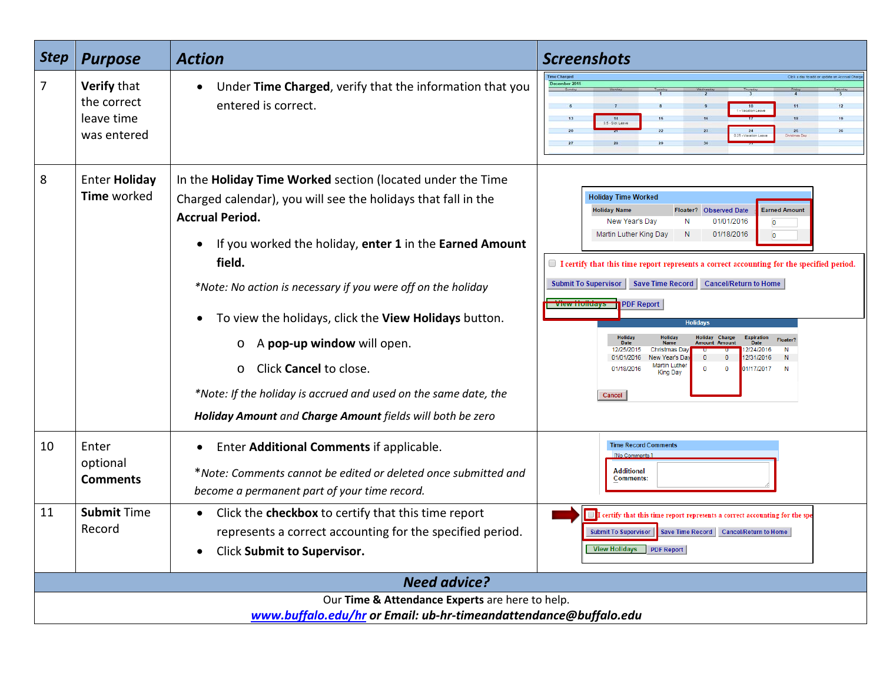| Step | Purpose | Action | Screenshots |
|---|---|---|---|
| 7 | **Verify** that the correct leave time was entered | • Under **Time Charged**, verify that the information that you entered is correct. | |
| 8 | Enter **Holiday Time** worked | In the **Holiday Time Worked** section (located under the Time Charged calendar), you will see the holidays that fall in the **Accrual Period.** <br> • If you worked the holiday, **enter 1** in the **Earned Amount field.** <br> *\*Note: No action is necessary if you were off on the holiday* <br> • To view the holidays, click the **View Holidays** button. <br> o A **pop-up window** will open. <br> o Click **Cancel** to close. <br> *\*Note: If the holiday is accrued and used on the same date, the **Holiday Amount** and **Charge Amount** fields will both be zero* | |
| 10 | Enter optional **Comments** | • Enter **Additional Comments** if applicable. <br> *\*Note: Comments cannot be edited or deleted once submitted and become a permanent part of your time record.* | |
| 11 | **Submit** Time Record | • Click the **checkbox** to certify that this time report represents a correct accounting for the specified period. <br> • Click **Submit to Supervisor.** | |

***Need advice?***

Our **Time & Attendance Experts** are here to help.

***www.buffalo.edu/hr** or Email: ub-hr-timeandattendance@buffalo.edu*